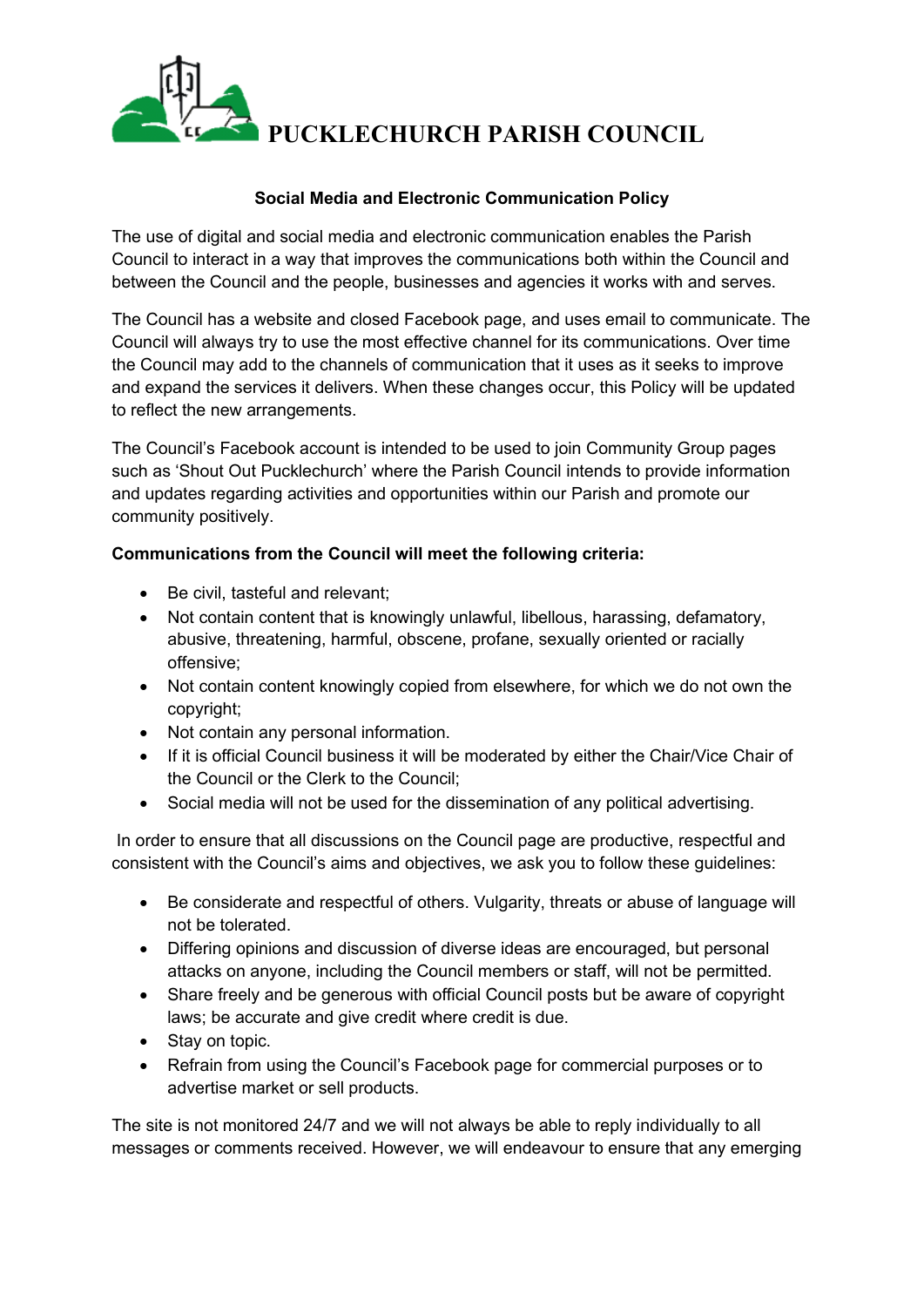# PUCKLECHURCH PARISH COUNCIL

## Social Media and Electronic Communication Policy

The use of digital and social media and electronic communication enables the Parish Council to interact in a way that improves the communications both within the Council and between the Council and the people, businesses and agencies it works with and serves.

The Council has a website and closed Facebook page, and uses email to communicate. The Council will always try to use the most effective channel for its communications. Over time the Council may add to the channels of communication that it uses as it seeks to improve and expand the services it delivers. When these changes occur, this Policy will be updated to reflect the new arrangements.

The Council's Facebook account is intended to be used to join Community Group pages such as 'Shout Out Pucklechurch' where the Parish Council intends to provide information and updates regarding activities and opportunities within our Parish and promote our community positively.

**Communications from the Council will meet the following criteria:**

- Be civil, tasteful and relevant;
- Not contain content that is knowingly unlawful, libellous, harassing, defamatory, abusive, threatening, harmful, obscene, profane, sexually oriented or racially offensive;
- Not contain content knowingly copied from elsewhere, for which we do not own the copyright;
- Not contain any personal information.
- If it is official Council business it will be moderated by either the Chair/Vice Chair of the Council or the Clerk to the Council;
- Social media will not be used for the dissemination of any political advertising.

In order to ensure that all discussions on the Council page are productive, respectful and consistent with the Council's aims and objectives, we ask you to follow these guidelines:

- Be considerate and respectful of others. Vulgarity, threats or abuse of language will not be tolerated.
- Differing opinions and discussion of diverse ideas are encouraged, but personal attacks on anyone, including the Council members or staff, will not be permitted.
- Share freely and be generous with official Council posts but be aware of copyright laws; be accurate and give credit where credit is due.
- Stay on topic.
- Refrain from using the Council's Facebook page for commercial purposes or to advertise market or sell products.

The site is not monitored 24/7 and we will not always be able to reply individually to all messages or comments received. However, we will endeavour to ensure that any emerging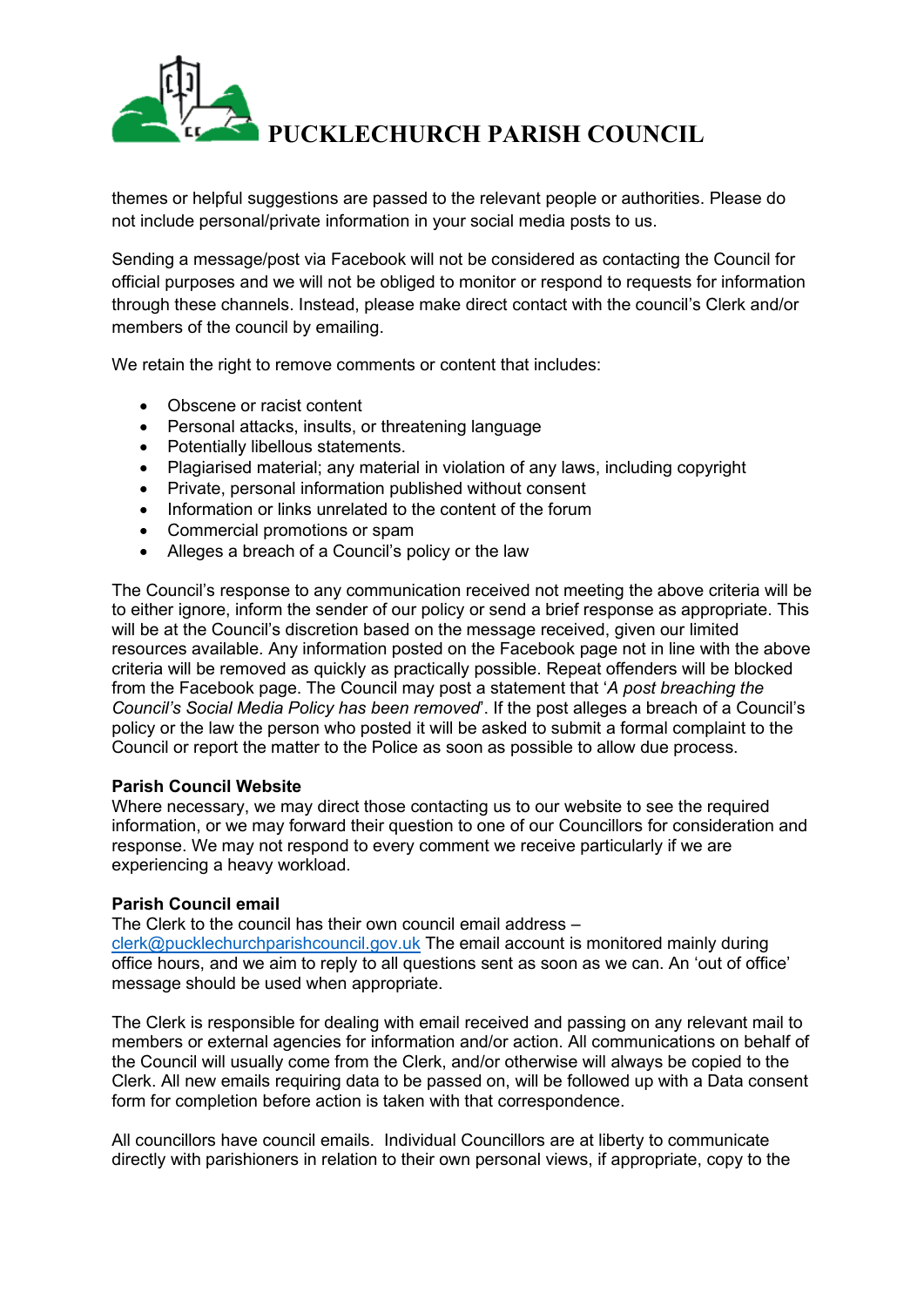themes or helpful suggestions are passed to the relevant people or authorities. Please do not include personal/private information in your social media posts to us.

Sending a message/post via Facebook will not be considered as contacting the Council for official purposes and we will not be obliged to monitor or respond to requests for information through these channels. Instead, please make direct contact with the council's Clerk and/or members of the council by emailing.

We retain the right to remove comments or content that includes:

- Obscene or racist content
- Personal attacks, insults, or threatening language
- Potentially libellous statements.
- Plagiarised material; any material in violation of any laws, including copyright
- Private, personal information published without consent
- Information or links unrelated to the content of the forum
- Commercial promotions or spam
- Alleges a breach of a Council's policy or the law

The Council's response to any communication received not meeting the above criteria will be to either ignore, inform the sender of our policy or send a brief response as appropriate. This will be at the Council's discretion based on the message received, given our limited resources available. Any information posted on the Facebook page not in line with the above criteria will be removed as quickly as practically possible. Repeat offenders will be blocked from the Facebook page. The Council may post a statement that '*A post breaching the Council's Social Media Policy has been removed*'. If the post alleges a breach of a Council's policy or the law the person who posted it will be asked to submit a formal complaint to the Council or report the matter to the Police as soon as possible to allow due process.

**Parish Council Website**
Where necessary, we may direct those contacting us to our website to see the required information, or we may forward their question to one of our Councillors for consideration and response. We may not respond to every comment we receive particularly if we are experiencing a heavy workload.

**Parish Council email**
The Clerk to the council has their own council email address – clerk@pucklechurchparishcouncil.gov.uk The email account is monitored mainly during office hours, and we aim to reply to all questions sent as soon as we can. An 'out of office' message should be used when appropriate.

The Clerk is responsible for dealing with email received and passing on any relevant mail to members or external agencies for information and/or action. All communications on behalf of the Council will usually come from the Clerk, and/or otherwise will always be copied to the Clerk. All new emails requiring data to be passed on, will be followed up with a Data consent form for completion before action is taken with that correspondence.

All councillors have council emails. Individual Councillors are at liberty to communicate directly with parishioners in relation to their own personal views, if appropriate, copy to the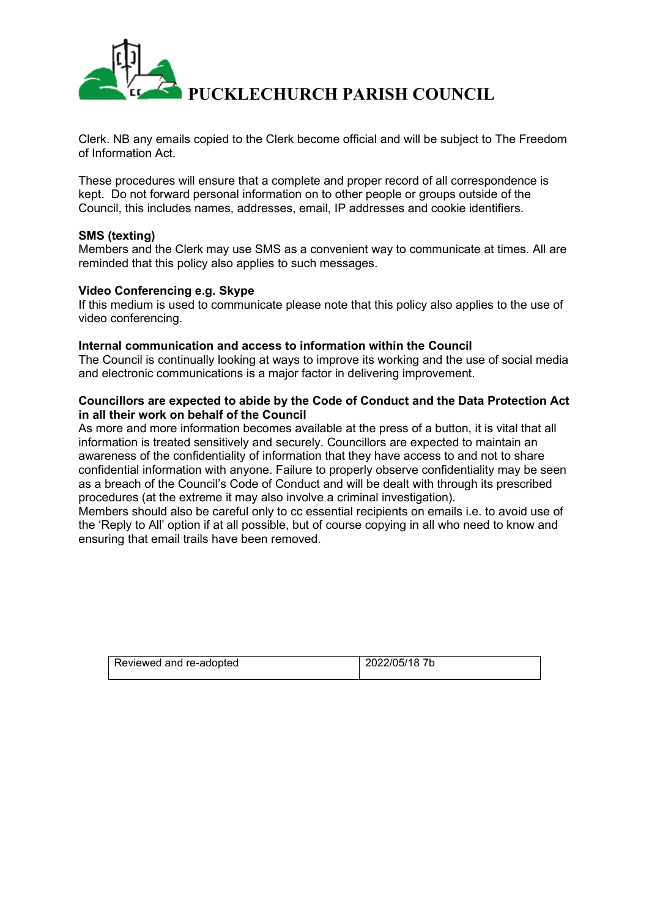Clerk. NB any emails copied to the Clerk become official and will be subject to The Freedom of Information Act.

These procedures will ensure that a complete and proper record of all correspondence is kept. Do not forward personal information on to other people or groups outside of the Council, this includes names, addresses, email, IP addresses and cookie identifiers.

**SMS (texting)**
Members and the Clerk may use SMS as a convenient way to communicate at times. All are reminded that this policy also applies to such messages.

**Video Conferencing e.g. Skype**
If this medium is used to communicate please note that this policy also applies to the use of video conferencing.

**Internal communication and access to information within the Council**
The Council is continually looking at ways to improve its working and the use of social media and electronic communications is a major factor in delivering improvement.

**Councillors are expected to abide by the Code of Conduct and the Data Protection Act in all their work on behalf of the Council**
As more and more information becomes available at the press of a button, it is vital that all information is treated sensitively and securely. Councillors are expected to maintain an awareness of the confidentiality of information that they have access to and not to share confidential information with anyone. Failure to properly observe confidentiality may be seen as a breach of the Council's Code of Conduct and will be dealt with through its prescribed procedures (at the extreme it may also involve a criminal investigation).
Members should also be careful only to cc essential recipients on emails i.e. to avoid use of the 'Reply to All' option if at all possible, but of course copying in all who need to know and ensuring that email trails have been removed.

| | |
|---|---|
| Reviewed and re-adopted | 2022/05/18 7b |